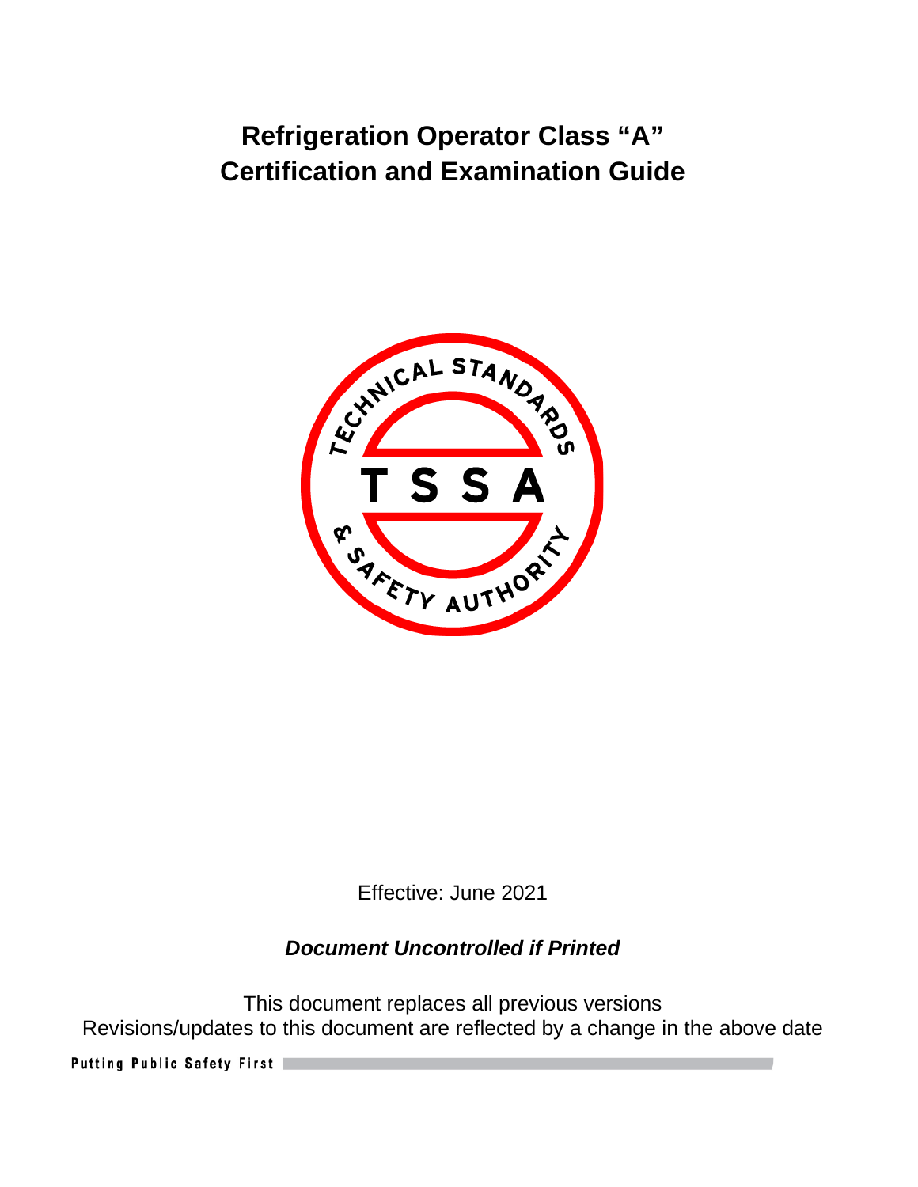# Refrigeration Operator Class "A"
# Certification and Examination Guide

Effective: June 2021

***Document Uncontrolled if Printed***

This document replaces all previous versions
Revisions/updates to this document are reflected by a change in the above date

Putting Public Safety First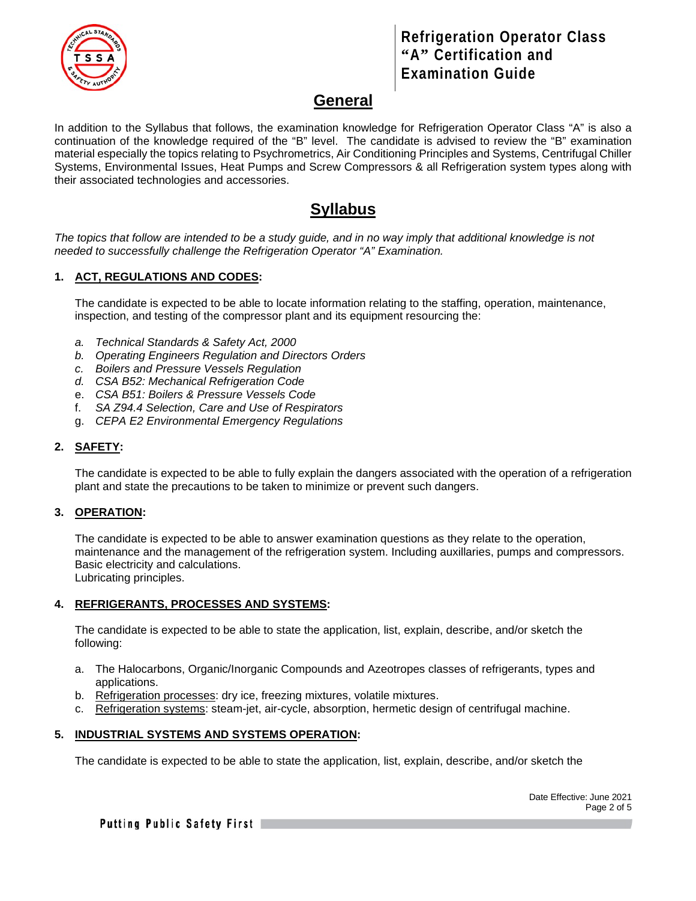## General

In addition to the Syllabus that follows, the examination knowledge for Refrigeration Operator Class "A" is also a continuation of the knowledge required of the "B" level. The candidate is advised to review the "B" examination material especially the topics relating to Psychrometrics, Air Conditioning Principles and Systems, Centrifugal Chiller Systems, Environmental Issues, Heat Pumps and Screw Compressors & all Refrigeration system types along with their associated technologies and accessories.

## Syllabus

*The topics that follow are intended to be a study guide, and in no way imply that additional knowledge is not needed to successfully challenge the Refrigeration Operator "A" Examination.*

### 1. ACT, REGULATIONS AND CODES:

The candidate is expected to be able to locate information relating to the staffing, operation, maintenance, inspection, and testing of the compressor plant and its equipment resourcing the:

a. *Technical Standards & Safety Act, 2000*
b. *Operating Engineers Regulation and Directors Orders*
c. *Boilers and Pressure Vessels Regulation*
d. *CSA B52: Mechanical Refrigeration Code*
e. *CSA B51: Boilers & Pressure Vessels Code*
f. *SA Z94.4 Selection, Care and Use of Respirators*
g. *CEPA E2 Environmental Emergency Regulations*

### 2. SAFETY:

The candidate is expected to be able to fully explain the dangers associated with the operation of a refrigeration plant and state the precautions to be taken to minimize or prevent such dangers.

### 3. OPERATION:

The candidate is expected to be able to answer examination questions as they relate to the operation, maintenance and the management of the refrigeration system. Including auxillaries, pumps and compressors.
Basic electricity and calculations.
Lubricating principles.

### 4. REFRIGERANTS, PROCESSES AND SYSTEMS:

The candidate is expected to be able to state the application, list, explain, describe, and/or sketch the following:

a. The Halocarbons, Organic/Inorganic Compounds and Azeotropes classes of refrigerants, types and applications.
b. Refrigeration processes: dry ice, freezing mixtures, volatile mixtures.
c. Refrigeration systems: steam-jet, air-cycle, absorption, hermetic design of centrifugal machine.

### 5. INDUSTRIAL SYSTEMS AND SYSTEMS OPERATION:

The candidate is expected to be able to state the application, list, explain, describe, and/or sketch the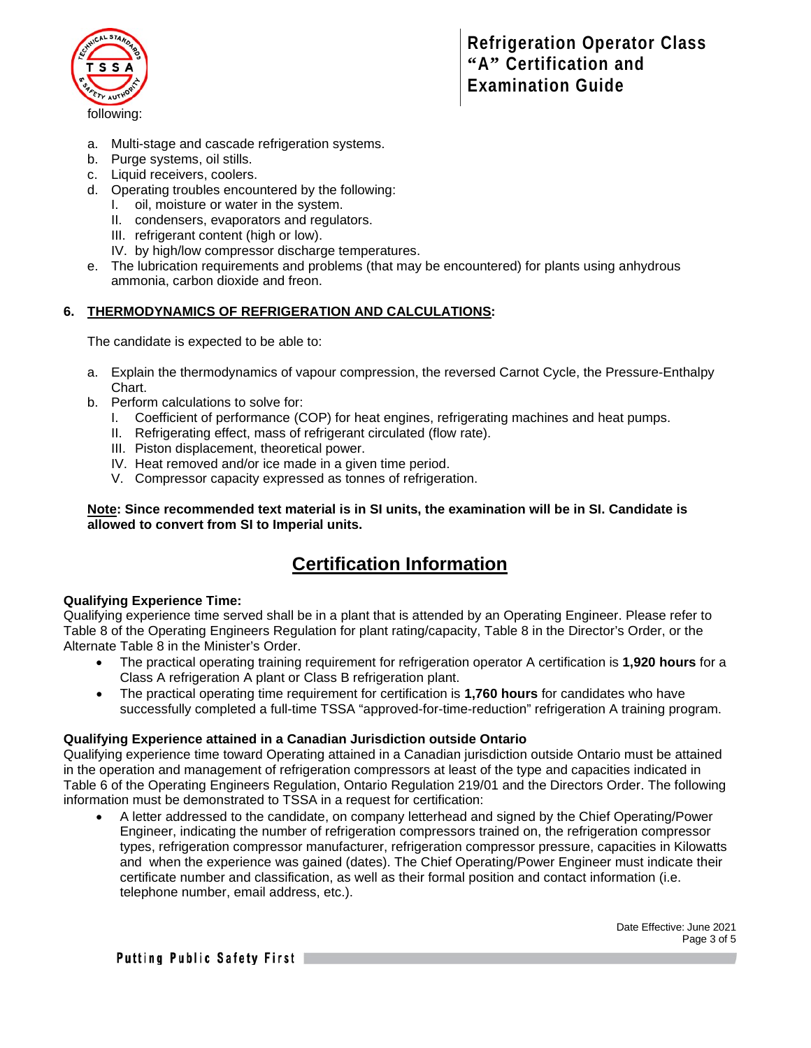following:

a. Multi-stage and cascade refrigeration systems.
b. Purge systems, oil stills.
c. Liquid receivers, coolers.
d. Operating troubles encountered by the following:
   I. oil, moisture or water in the system.
   II. condensers, evaporators and regulators.
   III. refrigerant content (high or low).
   IV. by high/low compressor discharge temperatures.
e. The lubrication requirements and problems (that may be encountered) for plants using anhydrous ammonia, carbon dioxide and freon.

**6. <u>THERMODYNAMICS OF REFRIGERATION AND CALCULATIONS</u>:**

The candidate is expected to be able to:

a. Explain the thermodynamics of vapour compression, the reversed Carnot Cycle, the Pressure-Enthalpy Chart.
b. Perform calculations to solve for:
   I. Coefficient of performance (COP) for heat engines, refrigerating machines and heat pumps.
   II. Refrigerating effect, mass of refrigerant circulated (flow rate).
   III. Piston displacement, theoretical power.
   IV. Heat removed and/or ice made in a given time period.
   V. Compressor capacity expressed as tonnes of refrigeration.

**<u>Note</u>: Since recommended text material is in SI units, the examination will be in SI. Candidate is allowed to convert from SI to Imperial units.**

# <u>Certification Information</u>

**Qualifying Experience Time:**
Qualifying experience time served shall be in a plant that is attended by an Operating Engineer. Please refer to Table 8 of the Operating Engineers Regulation for plant rating/capacity, Table 8 in the Director's Order, or the Alternate Table 8 in the Minister's Order.

- The practical operating training requirement for refrigeration operator A certification is **1,920 hours** for a Class A refrigeration A plant or Class B refrigeration plant.
- The practical operating time requirement for certification is **1,760 hours** for candidates who have successfully completed a full-time TSSA "approved-for-time-reduction" refrigeration A training program.

**Qualifying Experience attained in a Canadian Jurisdiction outside Ontario**
Qualifying experience time toward Operating attained in a Canadian jurisdiction outside Ontario must be attained in the operation and management of refrigeration compressors at least of the type and capacities indicated in Table 6 of the Operating Engineers Regulation, Ontario Regulation 219/01 and the Directors Order. The following information must be demonstrated to TSSA in a request for certification:

- A letter addressed to the candidate, on company letterhead and signed by the Chief Operating/Power Engineer, indicating the number of refrigeration compressors trained on, the refrigeration compressor types, refrigeration compressor manufacturer, refrigeration compressor pressure, capacities in Kilowatts and when the experience was gained (dates). The Chief Operating/Power Engineer must indicate their certificate number and classification, as well as their formal position and contact information (i.e. telephone number, email address, etc.).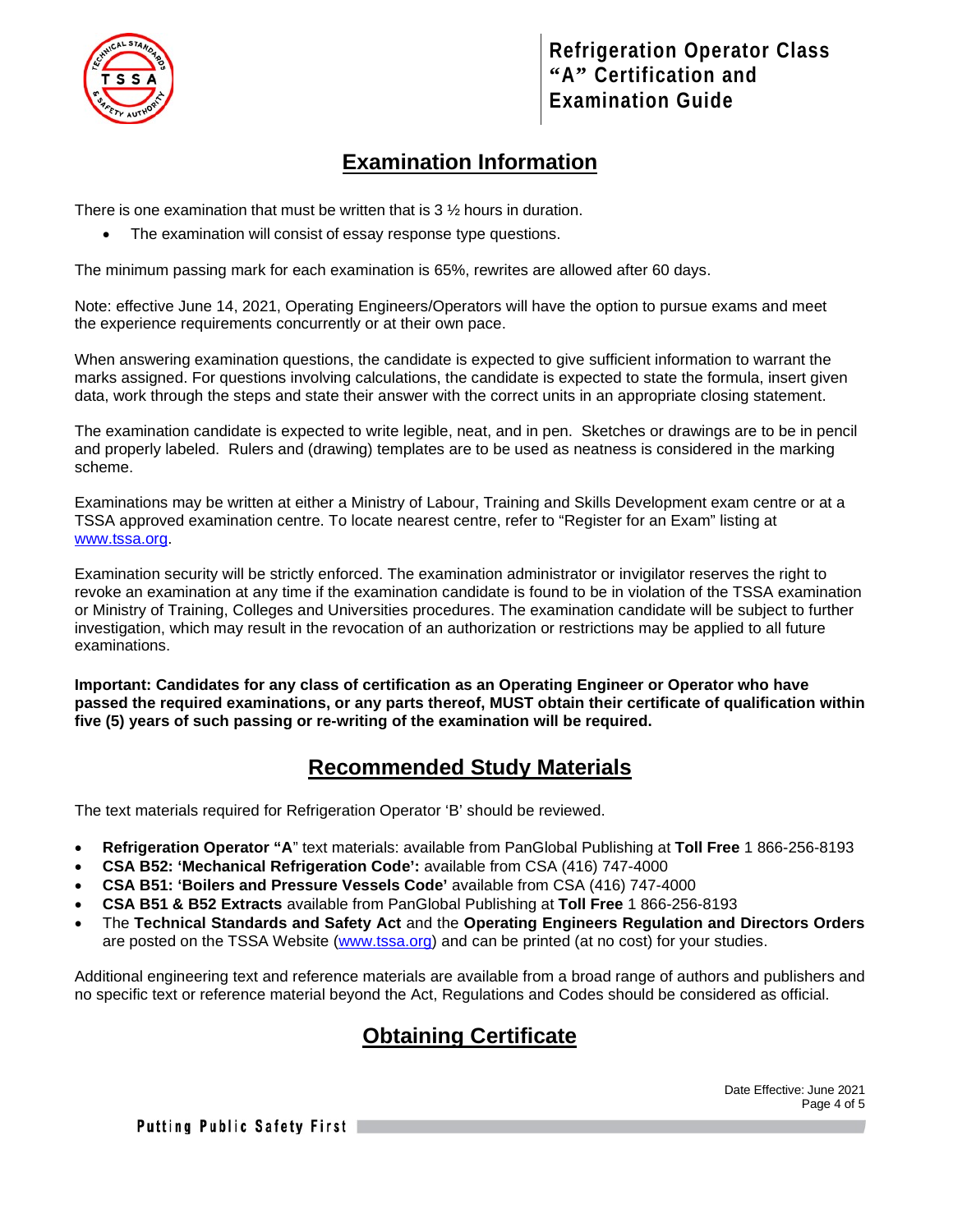## Examination Information

There is one examination that must be written that is 3 ½ hours in duration.

- The examination will consist of essay response type questions.

The minimum passing mark for each examination is 65%, rewrites are allowed after 60 days.

Note: effective June 14, 2021, Operating Engineers/Operators will have the option to pursue exams and meet the experience requirements concurrently or at their own pace.

When answering examination questions, the candidate is expected to give sufficient information to warrant the marks assigned. For questions involving calculations, the candidate is expected to state the formula, insert given data, work through the steps and state their answer with the correct units in an appropriate closing statement.

The examination candidate is expected to write legible, neat, and in pen. Sketches or drawings are to be in pencil and properly labeled. Rulers and (drawing) templates are to be used as neatness is considered in the marking scheme.

Examinations may be written at either a Ministry of Labour, Training and Skills Development exam centre or at a TSSA approved examination centre. To locate nearest centre, refer to "Register for an Exam" listing at www.tssa.org.

Examination security will be strictly enforced. The examination administrator or invigilator reserves the right to revoke an examination at any time if the examination candidate is found to be in violation of the TSSA examination or Ministry of Training, Colleges and Universities procedures. The examination candidate will be subject to further investigation, which may result in the revocation of an authorization or restrictions may be applied to all future examinations.

**Important: Candidates for any class of certification as an Operating Engineer or Operator who have passed the required examinations, or any parts thereof, MUST obtain their certificate of qualification within five (5) years of such passing or re-writing of the examination will be required.**

## Recommended Study Materials

The text materials required for Refrigeration Operator 'B' should be reviewed.

- **Refrigeration Operator "A**" text materials: available from PanGlobal Publishing at **Toll Free** 1 866-256-8193
- **CSA B52: 'Mechanical Refrigeration Code':** available from CSA (416) 747-4000
- **CSA B51: 'Boilers and Pressure Vessels Code'** available from CSA (416) 747-4000
- **CSA B51 & B52 Extracts** available from PanGlobal Publishing at **Toll Free** 1 866-256-8193
- The **Technical Standards and Safety Act** and the **Operating Engineers Regulation and Directors Orders** are posted on the TSSA Website (www.tssa.org) and can be printed (at no cost) for your studies.

Additional engineering text and reference materials are available from a broad range of authors and publishers and no specific text or reference material beyond the Act, Regulations and Codes should be considered as official.

## Obtaining Certificate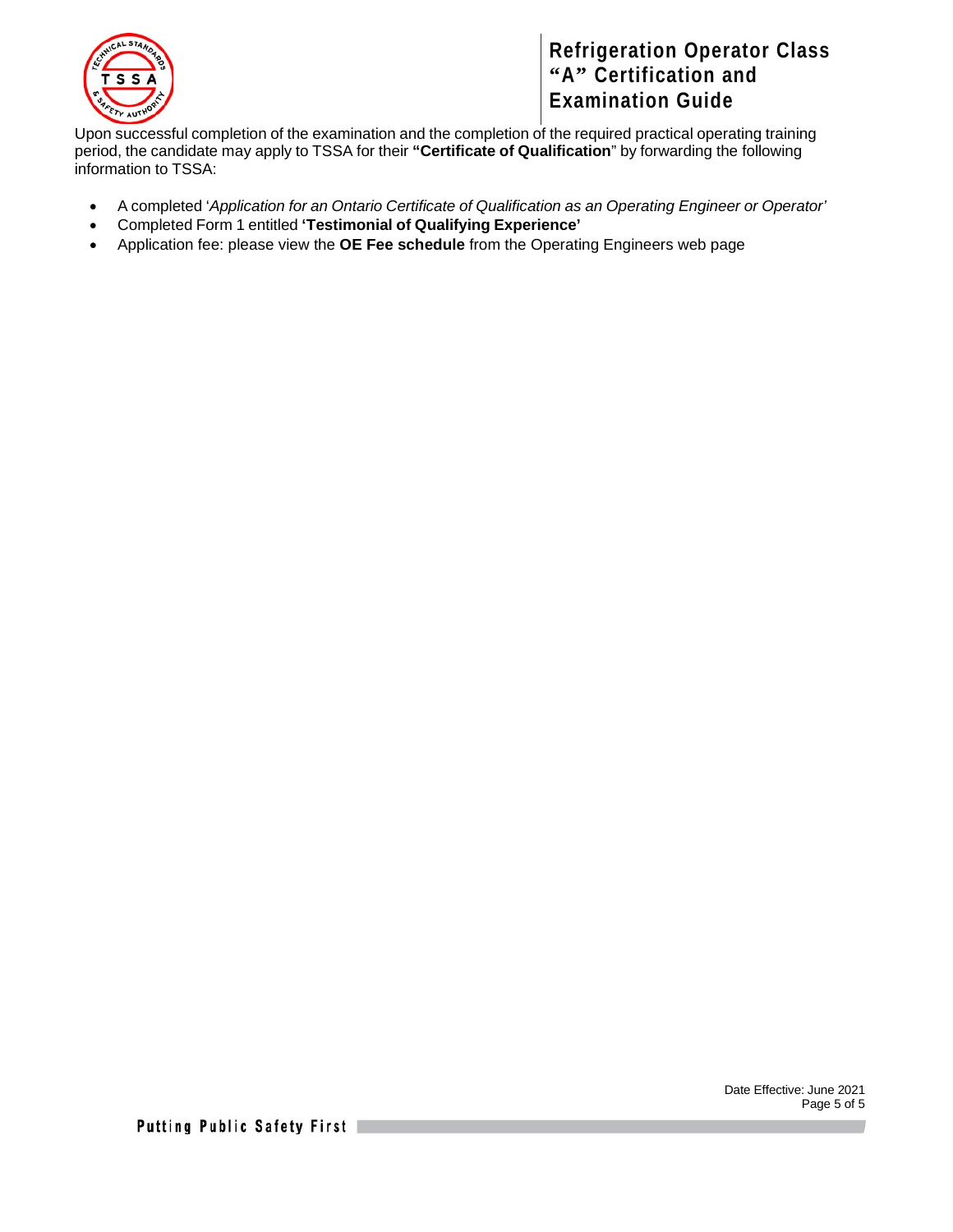Upon successful completion of the examination and the completion of the required practical operating training period, the candidate may apply to TSSA for their **“Certificate of Qualification**” by forwarding the following information to TSSA:

- A completed ‘*Application for an Ontario Certificate of Qualification as an Operating Engineer or Operator’*
- Completed Form 1 entitled **‘Testimonial of Qualifying Experience’**
- Application fee: please view the **OE Fee schedule** from the Operating Engineers web page